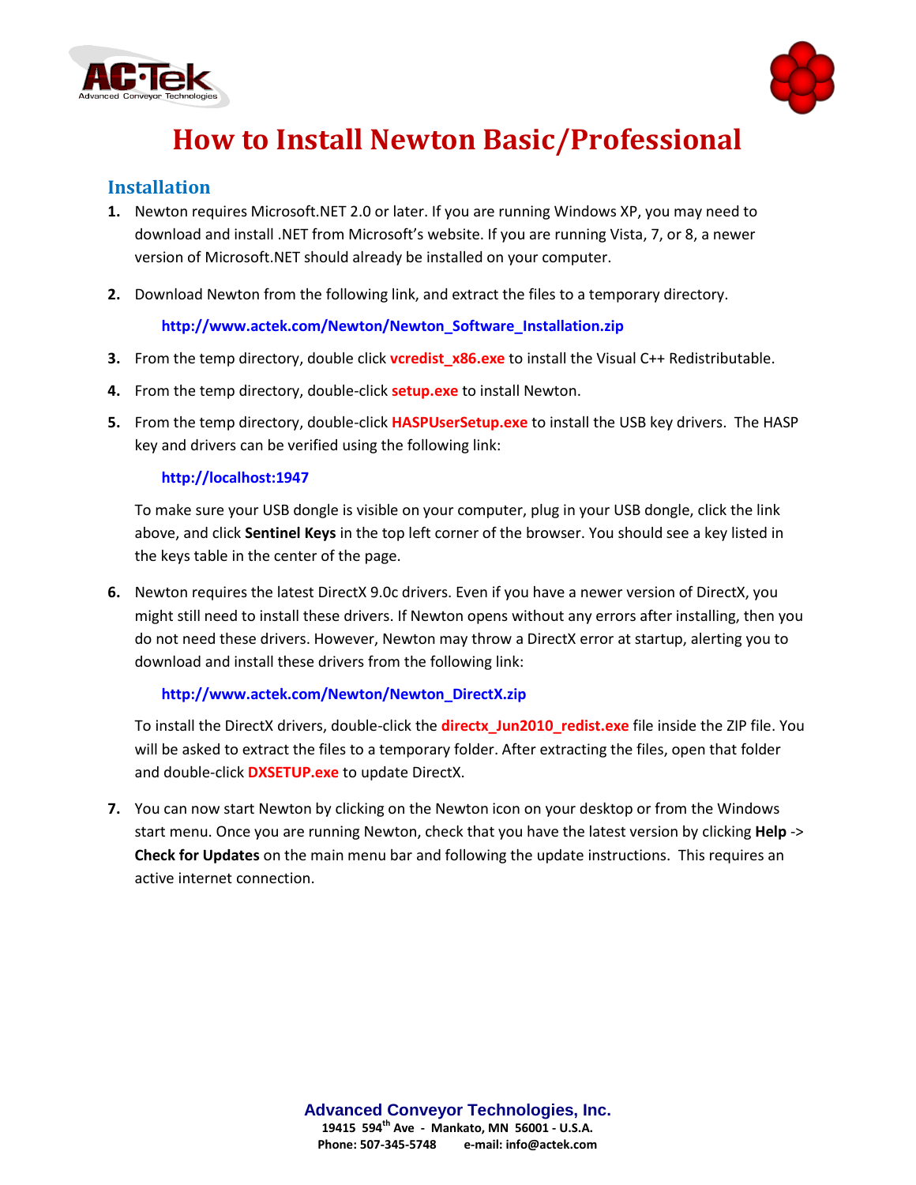# How to Install Newton Basic/Professional

## Installation

1. Newton requires Microsoft.NET 2.0 or later. If you are running Windows XP, you may need to download and install .NET from Microsoft's website. If you are running Vista, 7, or 8, a newer version of Microsoft.NET should already be installed on your computer.

2. Download Newton from the following link, and extract the files to a temporary directory.

   **http://www.actek.com/Newton/Newton_Software_Installation.zip**

3. From the temp directory, double click **vcredist_x86.exe** to install the Visual C++ Redistributable.

4. From the temp directory, double-click **setup.exe** to install Newton.

5. From the temp directory, double-click **HASPUserSetup.exe** to install the USB key drivers. The HASP key and drivers can be verified using the following link:

   **http://localhost:1947**

   To make sure your USB dongle is visible on your computer, plug in your USB dongle, click the link above, and click **Sentinel Keys** in the top left corner of the browser. You should see a key listed in the keys table in the center of the page.

6. Newton requires the latest DirectX 9.0c drivers. Even if you have a newer version of DirectX, you might still need to install these drivers. If Newton opens without any errors after installing, then you do not need these drivers. However, Newton may throw a DirectX error at startup, alerting you to download and install these drivers from the following link:

   **http://www.actek.com/Newton/Newton_DirectX.zip**

   To install the DirectX drivers, double-click the **directx_Jun2010_redist.exe** file inside the ZIP file. You will be asked to extract the files to a temporary folder. After extracting the files, open that folder and double-click **DXSETUP.exe** to update DirectX.

7. You can now start Newton by clicking on the Newton icon on your desktop or from the Windows start menu. Once you are running Newton, check that you have the latest version by clicking **Help** -> **Check for Updates** on the main menu bar and following the update instructions. This requires an active internet connection.

**Advanced Conveyor Technologies, Inc.**
**19415 594th Ave - Mankato, MN 56001 - U.S.A.**
**Phone: 507-345-5748 e-mail: info@actek.com**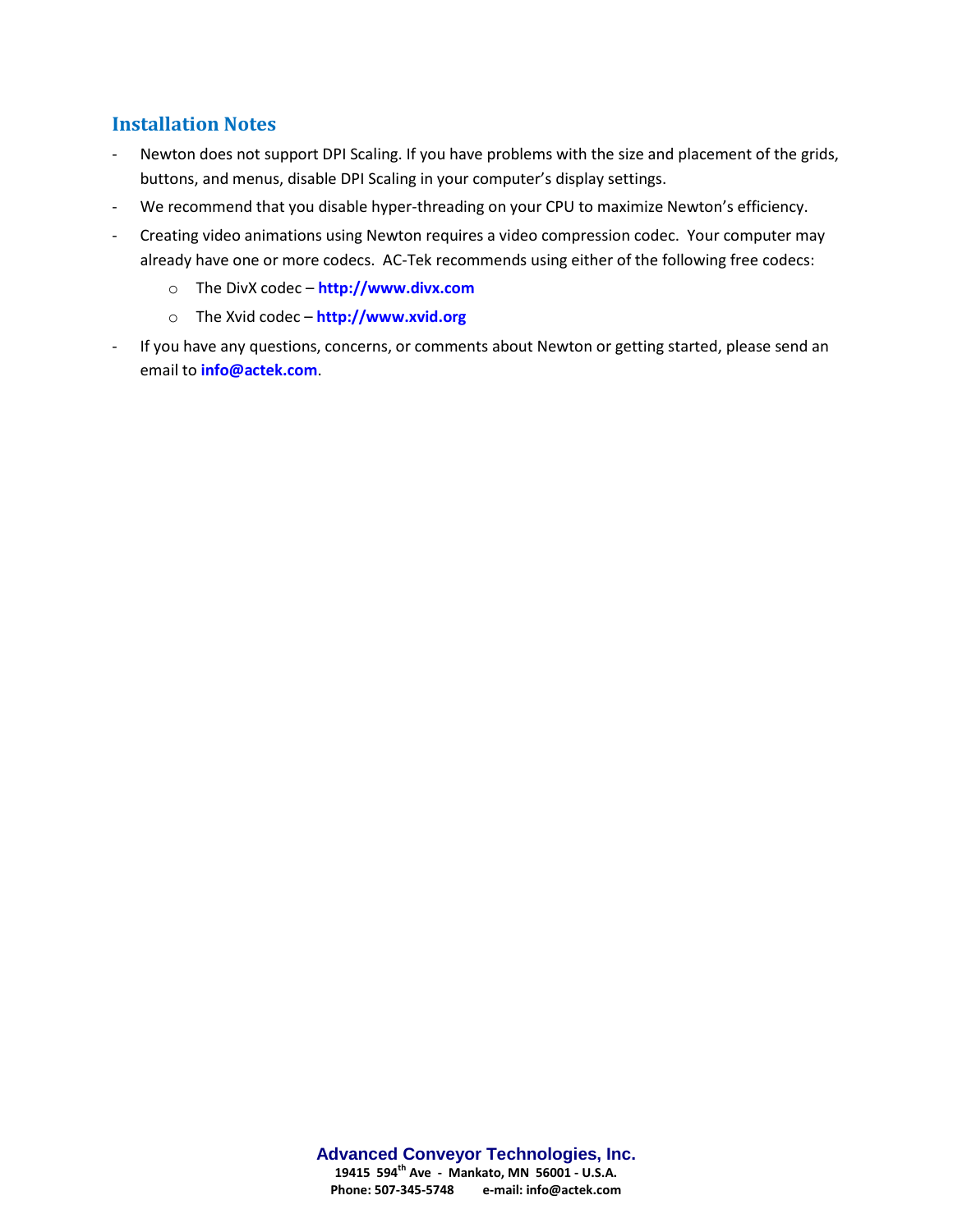## Installation Notes

- Newton does not support DPI Scaling. If you have problems with the size and placement of the grids, buttons, and menus, disable DPI Scaling in your computer's display settings.
- We recommend that you disable hyper-threading on your CPU to maximize Newton's efficiency.
- Creating video animations using Newton requires a video compression codec. Your computer may already have one or more codecs. AC-Tek recommends using either of the following free codecs:
  - The DivX codec – **http://www.divx.com**
  - The Xvid codec – **http://www.xvid.org**
- If you have any questions, concerns, or comments about Newton or getting started, please send an email to **info@actek.com**.